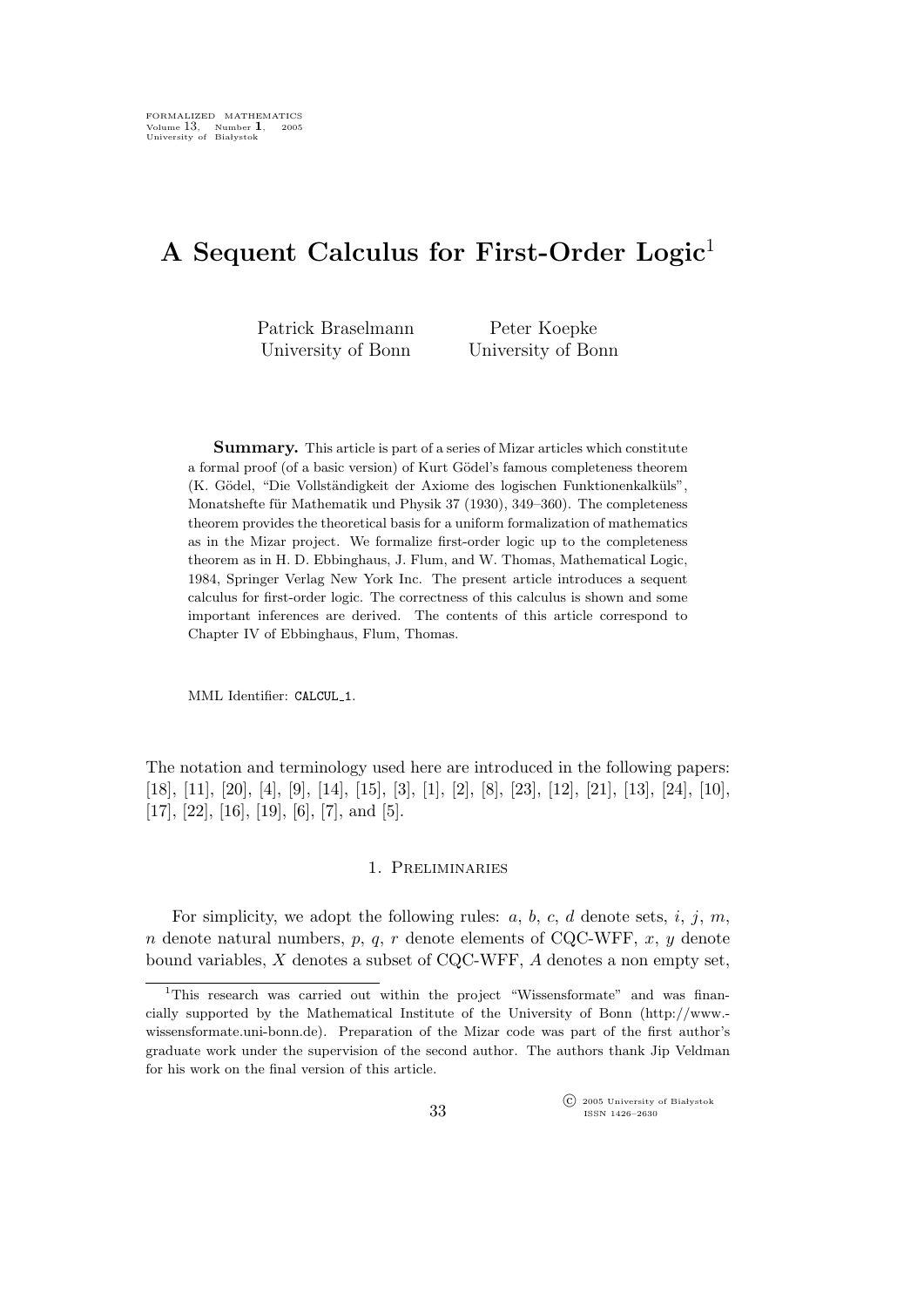# A Sequent Calculus for First-Order Logic[1]

Patrick Braselmann
University of Bonn

Peter Koepke
University of Bonn

**Summary.** This article is part of a series of Mizar articles which constitute a formal proof (of a basic version) of Kurt Gödel's famous completeness theorem (K. Gödel, "Die Vollständigkeit der Axiome des logischen Funktionenkalküls", Monatshefte für Mathematik und Physik 37 (1930), 349–360). The completeness theorem provides the theoretical basis for a uniform formalization of mathematics as in the Mizar project. We formalize first-order logic up to the completeness theorem as in H. D. Ebbinghaus, J. Flum, and W. Thomas, Mathematical Logic, 1984, Springer Verlag New York Inc. The present article introduces a sequent calculus for first-order logic. The correctness of this calculus is shown and some important inferences are derived. The contents of this article correspond to Chapter IV of Ebbinghaus, Flum, Thomas.

MML Identifier: CALCUL_1.

The notation and terminology used here are introduced in the following papers: [18], [11], [20], [4], [9], [14], [15], [3], [1], [2], [8], [23], [12], [21], [13], [24], [10], [17], [22], [16], [19], [6], [7], and [5].

## 1. Preliminaries

For simplicity, we adopt the following rules: $a$, $b$, $c$, $d$ denote sets, $i$, $j$, $m$, $n$ denote natural numbers, $p$, $q$, $r$ denote elements of CQC-WFF, $x$, $y$ denote bound variables, $X$ denotes a subset of CQC-WFF, $A$ denotes a non empty set,

[1]This research was carried out within the project "Wissensformate" and was financially supported by the Mathematical Institute of the University of Bonn (http://www.-wissensformate.uni-bonn.de). Preparation of the Mizar code was part of the first author's graduate work under the supervision of the second author. The authors thank Jip Veldman for his work on the final version of this article.

© 2005 University of Białystok
ISSN 1426–2630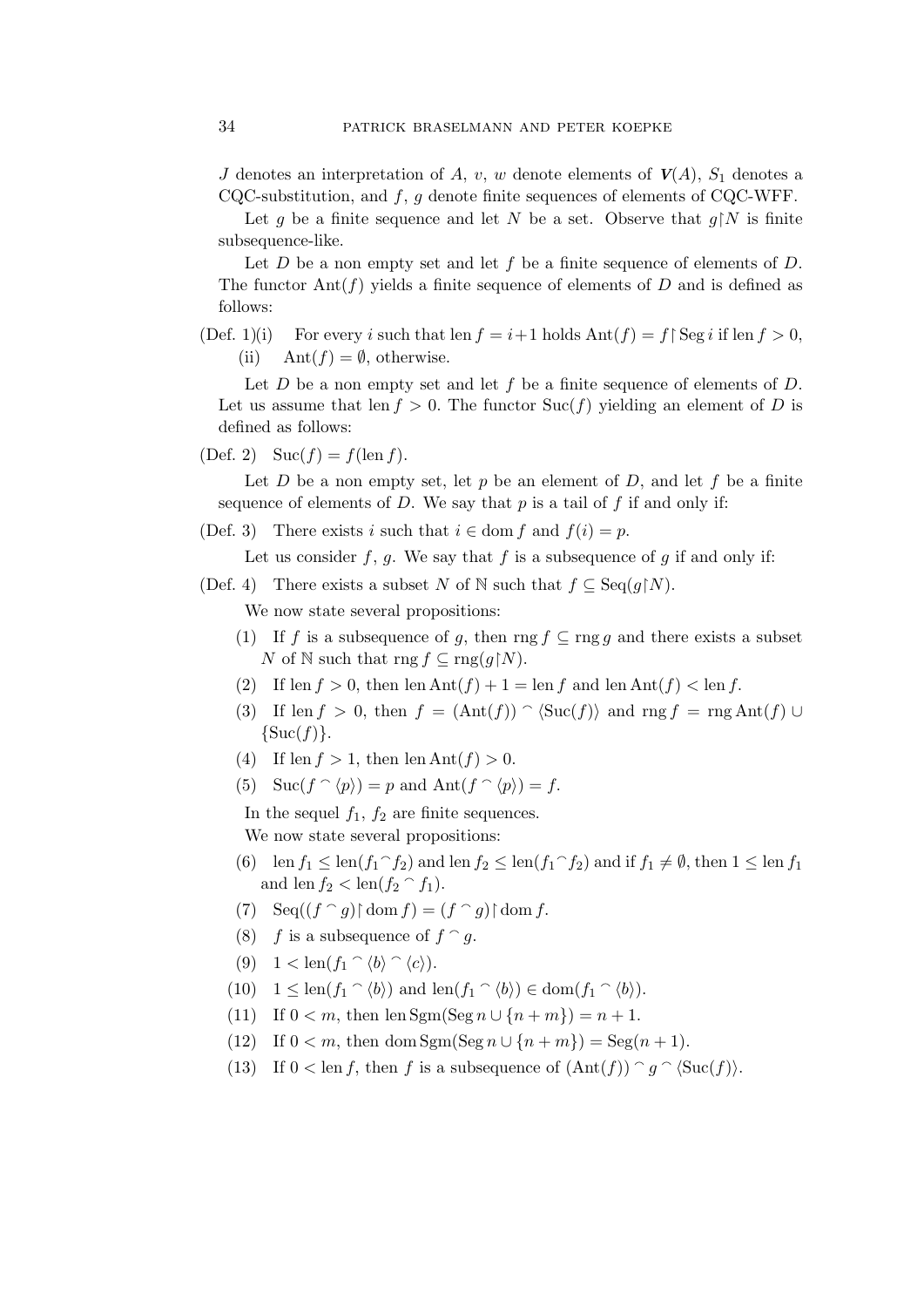$J$ denotes an interpretation of $A$, $v$, $w$ denote elements of $\boldsymbol{V}(A)$, $S_1$ denotes a CQC-substitution, and $f$, $g$ denote finite sequences of elements of CQC-WFF.

Let $g$ be a finite sequence and let $N$ be a set. Observe that $g{\restriction}N$ is finite subsequence-like.

Let $D$ be a non empty set and let $f$ be a finite sequence of elements of $D$. The functor $\mathrm{Ant}(f)$ yields a finite sequence of elements of $D$ and is defined as follows:

(Def. 1)(i) For every $i$ such that $\mathrm{len}\, f = i+1$ holds $\mathrm{Ant}(f) = f{\restriction}\mathrm{Seg}\, i$ if $\mathrm{len}\, f > 0$,

(ii) $\mathrm{Ant}(f) = \emptyset$, otherwise.

Let $D$ be a non empty set and let $f$ be a finite sequence of elements of $D$. Let us assume that $\mathrm{len}\, f > 0$. The functor $\mathrm{Suc}(f)$ yielding an element of $D$ is defined as follows:

(Def. 2) $\mathrm{Suc}(f) = f(\mathrm{len}\, f)$.

Let $D$ be a non empty set, let $p$ be an element of $D$, and let $f$ be a finite sequence of elements of $D$. We say that $p$ is a tail of $f$ if and only if:

(Def. 3) There exists $i$ such that $i \in \mathrm{dom}\, f$ and $f(i) = p$.

Let us consider $f$, $g$. We say that $f$ is a subsequence of $g$ if and only if:

(Def. 4) There exists a subset $N$ of $\mathbb{N}$ such that $f \subseteq \mathrm{Seq}(g{\restriction}N)$.

We now state several propositions:

(1) If $f$ is a subsequence of $g$, then $\mathrm{rng}\, f \subseteq \mathrm{rng}\, g$ and there exists a subset $N$ of $\mathbb{N}$ such that $\mathrm{rng}\, f \subseteq \mathrm{rng}(g{\restriction}N)$.

(2) If $\mathrm{len}\, f > 0$, then $\mathrm{len}\,\mathrm{Ant}(f) + 1 = \mathrm{len}\, f$ and $\mathrm{len}\,\mathrm{Ant}(f) < \mathrm{len}\, f$.

(3) If $\mathrm{len}\, f > 0$, then $f = (\mathrm{Ant}(f)) \mathbin{^\frown} \langle \mathrm{Suc}(f) \rangle$ and $\mathrm{rng}\, f = \mathrm{rng}\,\mathrm{Ant}(f) \cup \{\mathrm{Suc}(f)\}$.

(4) If $\mathrm{len}\, f > 1$, then $\mathrm{len}\,\mathrm{Ant}(f) > 0$.

(5) $\mathrm{Suc}(f \mathbin{^\frown} \langle p \rangle) = p$ and $\mathrm{Ant}(f \mathbin{^\frown} \langle p \rangle) = f$.

In the sequel $f_1$, $f_2$ are finite sequences.

We now state several propositions:

(6) $\mathrm{len}\, f_1 \leq \mathrm{len}(f_1 \mathbin{^\frown} f_2)$ and $\mathrm{len}\, f_2 \leq \mathrm{len}(f_1 \mathbin{^\frown} f_2)$ and if $f_1 \neq \emptyset$, then $1 \leq \mathrm{len}\, f_1$ and $\mathrm{len}\, f_2 < \mathrm{len}(f_2 \mathbin{^\frown} f_1)$.

(7) $\mathrm{Seq}((f \mathbin{^\frown} g){\restriction}\mathrm{dom}\, f) = (f \mathbin{^\frown} g){\restriction}\mathrm{dom}\, f$.

(8) $f$ is a subsequence of $f \mathbin{^\frown} g$.

(9) $1 < \mathrm{len}(f_1 \mathbin{^\frown} \langle b \rangle \mathbin{^\frown} \langle c \rangle)$.

(10) $1 \leq \mathrm{len}(f_1 \mathbin{^\frown} \langle b \rangle)$ and $\mathrm{len}(f_1 \mathbin{^\frown} \langle b \rangle) \in \mathrm{dom}(f_1 \mathbin{^\frown} \langle b \rangle)$.

(11) If $0 < m$, then $\mathrm{len}\,\mathrm{Sgm}(\mathrm{Seg}\, n \cup \{n+m\}) = n+1$.

(12) If $0 < m$, then $\mathrm{dom}\,\mathrm{Sgm}(\mathrm{Seg}\, n \cup \{n+m\}) = \mathrm{Seg}(n+1)$.

(13) If $0 < \mathrm{len}\, f$, then $f$ is a subsequence of $(\mathrm{Ant}(f)) \mathbin{^\frown} g \mathbin{^\frown} \langle \mathrm{Suc}(f) \rangle$.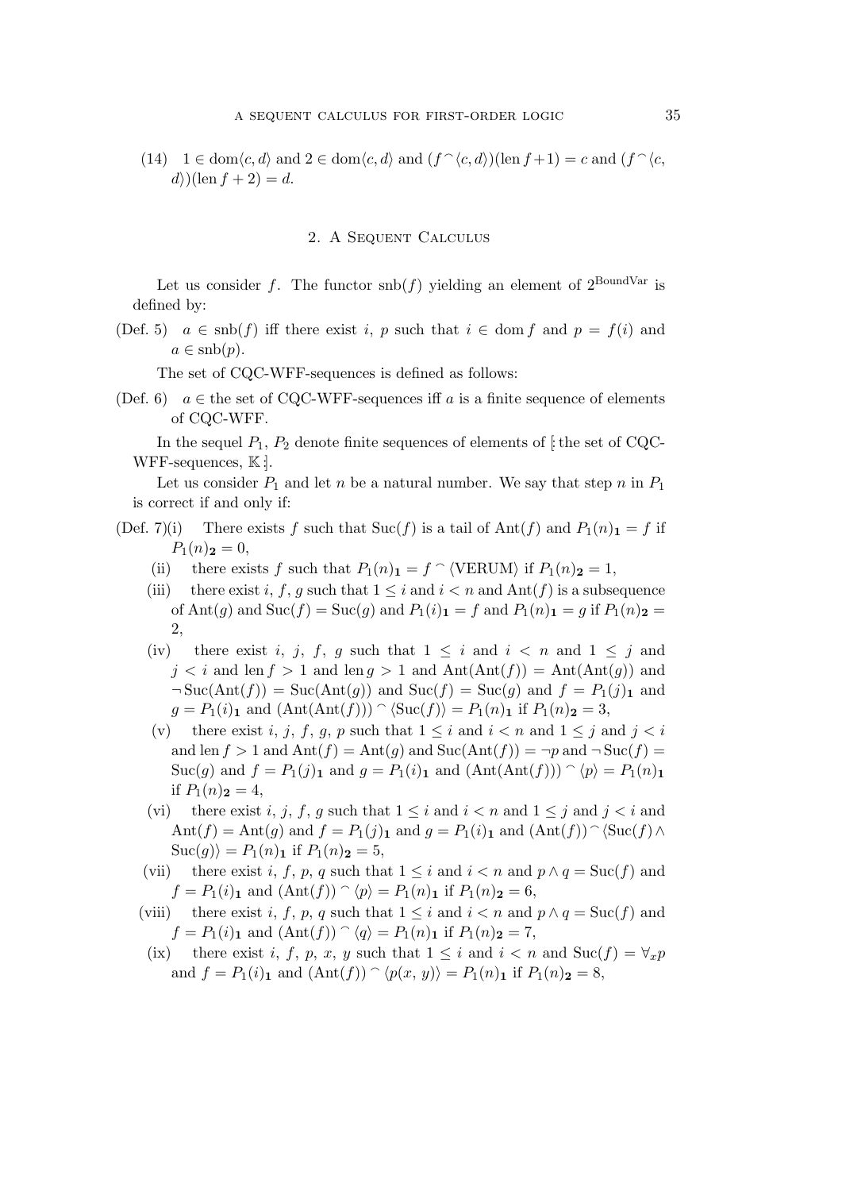(14) $1 \in \operatorname{dom}\langle c, d\rangle$ and $2 \in \operatorname{dom}\langle c, d\rangle$ and $(f \frown \langle c, d\rangle)(\operatorname{len} f + 1) = c$ and $(f \frown \langle c, d\rangle)(\operatorname{len} f + 2) = d$.

## 2. A Sequent Calculus

Let us consider $f$. The functor $\operatorname{snb}(f)$ yielding an element of $2^{\text{BoundVar}}$ is defined by:

(Def. 5) $a \in \operatorname{snb}(f)$ iff there exist $i$, $p$ such that $i \in \operatorname{dom} f$ and $p = f(i)$ and $a \in \operatorname{snb}(p)$.

The set of CQC-WFF-sequences is defined as follows:

(Def. 6) $a \in$ the set of CQC-WFF-sequences iff $a$ is a finite sequence of elements of CQC-WFF.

In the sequel $P_1$, $P_2$ denote finite sequences of elements of [: the set of CQC-WFF-sequences, $\mathbb{K}$ :].

Let us consider $P_1$ and let $n$ be a natural number. We say that step $n$ in $P_1$ is correct if and only if:

(Def. 7)(i) There exists $f$ such that $\operatorname{Suc}(f)$ is a tail of $\operatorname{Ant}(f)$ and $P_1(n)_{\mathbf{1}} = f$ if $P_1(n)_{\mathbf{2}} = 0$,

(ii) there exists $f$ such that $P_1(n)_{\mathbf{1}} = f \frown \langle \text{VERUM} \rangle$ if $P_1(n)_{\mathbf{2}} = 1$,

(iii) there exist $i$, $f$, $g$ such that $1 \leq i$ and $i < n$ and $\operatorname{Ant}(f)$ is a subsequence of $\operatorname{Ant}(g)$ and $\operatorname{Suc}(f) = \operatorname{Suc}(g)$ and $P_1(i)_{\mathbf{1}} = f$ and $P_1(n)_{\mathbf{1}} = g$ if $P_1(n)_{\mathbf{2}} = 2$,

(iv) there exist $i$, $j$, $f$, $g$ such that $1 \leq i$ and $i < n$ and $1 \leq j$ and $j < i$ and $\operatorname{len} f > 1$ and $\operatorname{len} g > 1$ and $\operatorname{Ant}(\operatorname{Ant}(f)) = \operatorname{Ant}(\operatorname{Ant}(g))$ and $\neg \operatorname{Suc}(\operatorname{Ant}(f)) = \operatorname{Suc}(\operatorname{Ant}(g))$ and $\operatorname{Suc}(f) = \operatorname{Suc}(g)$ and $f = P_1(j)_{\mathbf{1}}$ and $g = P_1(i)_{\mathbf{1}}$ and $(\operatorname{Ant}(\operatorname{Ant}(f))) \frown \langle \operatorname{Suc}(f) \rangle = P_1(n)_{\mathbf{1}}$ if $P_1(n)_{\mathbf{2}} = 3$,

(v) there exist $i$, $j$, $f$, $g$, $p$ such that $1 \leq i$ and $i < n$ and $1 \leq j$ and $j < i$ and $\operatorname{len} f > 1$ and $\operatorname{Ant}(f) = \operatorname{Ant}(g)$ and $\operatorname{Suc}(\operatorname{Ant}(f)) = \neg p$ and $\neg \operatorname{Suc}(f) = \operatorname{Suc}(g)$ and $f = P_1(j)_{\mathbf{1}}$ and $g = P_1(i)_{\mathbf{1}}$ and $(\operatorname{Ant}(\operatorname{Ant}(f))) \frown \langle p \rangle = P_1(n)_{\mathbf{1}}$ if $P_1(n)_{\mathbf{2}} = 4$,

(vi) there exist $i$, $j$, $f$, $g$ such that $1 \leq i$ and $i < n$ and $1 \leq j$ and $j < i$ and $\operatorname{Ant}(f) = \operatorname{Ant}(g)$ and $f = P_1(j)_{\mathbf{1}}$ and $g = P_1(i)_{\mathbf{1}}$ and $(\operatorname{Ant}(f)) \frown \langle \operatorname{Suc}(f) \wedge \operatorname{Suc}(g) \rangle = P_1(n)_{\mathbf{1}}$ if $P_1(n)_{\mathbf{2}} = 5$,

(vii) there exist $i$, $f$, $p$, $q$ such that $1 \leq i$ and $i < n$ and $p \wedge q = \operatorname{Suc}(f)$ and $f = P_1(i)_{\mathbf{1}}$ and $(\operatorname{Ant}(f)) \frown \langle p \rangle = P_1(n)_{\mathbf{1}}$ if $P_1(n)_{\mathbf{2}} = 6$,

(viii) there exist $i$, $f$, $p$, $q$ such that $1 \leq i$ and $i < n$ and $p \wedge q = \operatorname{Suc}(f)$ and $f = P_1(i)_{\mathbf{1}}$ and $(\operatorname{Ant}(f)) \frown \langle q \rangle = P_1(n)_{\mathbf{1}}$ if $P_1(n)_{\mathbf{2}} = 7$,

(ix) there exist $i$, $f$, $p$, $x$, $y$ such that $1 \leq i$ and $i < n$ and $\operatorname{Suc}(f) = \forall_x p$ and $f = P_1(i)_{\mathbf{1}}$ and $(\operatorname{Ant}(f)) \frown \langle p(x, y) \rangle = P_1(n)_{\mathbf{1}}$ if $P_1(n)_{\mathbf{2}} = 8$,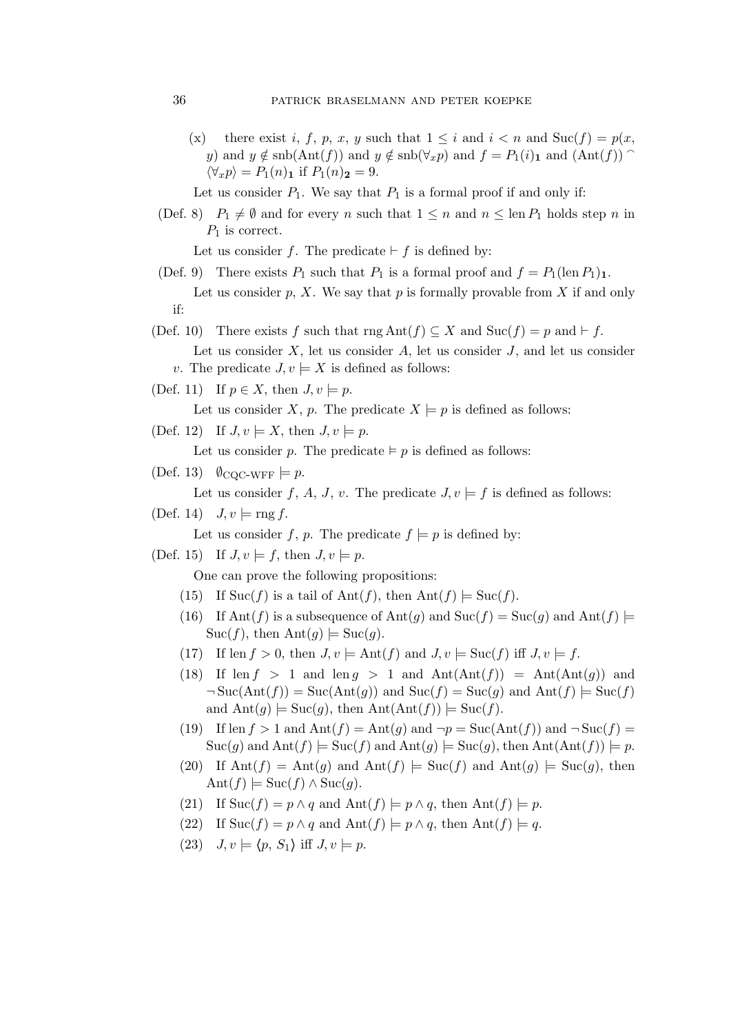(x) there exist $i$, $f$, $p$, $x$, $y$ such that $1 \leq i$ and $i < n$ and $\mathrm{Suc}(f) = p(x, y)$ and $y \notin \mathrm{snb}(\mathrm{Ant}(f))$ and $y \notin \mathrm{snb}(\forall_x p)$ and $f = P_1(i)_{\mathbf{1}}$ and $(\mathrm{Ant}(f)) \frown \langle \forall_x p \rangle = P_1(n)_{\mathbf{1}}$ if $P_1(n)_{\mathbf{2}} = 9$.

Let us consider $P_1$. We say that $P_1$ is a formal proof if and only if:

(Def. 8) $P_1 \neq \emptyset$ and for every $n$ such that $1 \leq n$ and $n \leq \mathrm{len}\, P_1$ holds step $n$ in $P_1$ is correct.

Let us consider $f$. The predicate $\vdash f$ is defined by:

(Def. 9) There exists $P_1$ such that $P_1$ is a formal proof and $f = P_1(\mathrm{len}\, P_1)_{\mathbf{1}}$.

Let us consider $p$, $X$. We say that $p$ is formally provable from $X$ if and only if:

(Def. 10) There exists $f$ such that $\mathrm{rng}\, \mathrm{Ant}(f) \subseteq X$ and $\mathrm{Suc}(f) = p$ and $\vdash f$.

Let us consider $X$, let us consider $A$, let us consider $J$, and let us consider $v$. The predicate $J, v \models X$ is defined as follows:

(Def. 11) If $p \in X$, then $J, v \models p$.

Let us consider $X$, $p$. The predicate $X \models p$ is defined as follows:

(Def. 12) If $J, v \models X$, then $J, v \models p$.

Let us consider $p$. The predicate $\models p$ is defined as follows:

(Def. 13) $\emptyset_{\text{CQC-WFF}} \models p$.

Let us consider $f$, $A$, $J$, $v$. The predicate $J, v \models f$ is defined as follows:

(Def. 14) $J, v \models \mathrm{rng}\, f$.

Let us consider $f$, $p$. The predicate $f \models p$ is defined by:

(Def. 15) If $J, v \models f$, then $J, v \models p$.

One can prove the following propositions:

(15) If $\mathrm{Suc}(f)$ is a tail of $\mathrm{Ant}(f)$, then $\mathrm{Ant}(f) \models \mathrm{Suc}(f)$.

(16) If $\mathrm{Ant}(f)$ is a subsequence of $\mathrm{Ant}(g)$ and $\mathrm{Suc}(f) = \mathrm{Suc}(g)$ and $\mathrm{Ant}(f) \models \mathrm{Suc}(f)$, then $\mathrm{Ant}(g) \models \mathrm{Suc}(g)$.

(17) If $\mathrm{len}\, f > 0$, then $J, v \models \mathrm{Ant}(f)$ and $J, v \models \mathrm{Suc}(f)$ iff $J, v \models f$.

(18) If $\mathrm{len}\, f > 1$ and $\mathrm{len}\, g > 1$ and $\mathrm{Ant}(\mathrm{Ant}(f)) = \mathrm{Ant}(\mathrm{Ant}(g))$ and $\neg \mathrm{Suc}(\mathrm{Ant}(f)) = \mathrm{Suc}(\mathrm{Ant}(g))$ and $\mathrm{Suc}(f) = \mathrm{Suc}(g)$ and $\mathrm{Ant}(f) \models \mathrm{Suc}(f)$ and $\mathrm{Ant}(g) \models \mathrm{Suc}(g)$, then $\mathrm{Ant}(\mathrm{Ant}(f)) \models \mathrm{Suc}(f)$.

(19) If $\mathrm{len}\, f > 1$ and $\mathrm{Ant}(f) = \mathrm{Ant}(g)$ and $\neg p = \mathrm{Suc}(\mathrm{Ant}(f))$ and $\neg \mathrm{Suc}(f) = \mathrm{Suc}(g)$ and $\mathrm{Ant}(f) \models \mathrm{Suc}(f)$ and $\mathrm{Ant}(g) \models \mathrm{Suc}(g)$, then $\mathrm{Ant}(\mathrm{Ant}(f)) \models p$.

(20) If $\mathrm{Ant}(f) = \mathrm{Ant}(g)$ and $\mathrm{Ant}(f) \models \mathrm{Suc}(f)$ and $\mathrm{Ant}(g) \models \mathrm{Suc}(g)$, then $\mathrm{Ant}(f) \models \mathrm{Suc}(f) \wedge \mathrm{Suc}(g)$.

(21) If $\mathrm{Suc}(f) = p \wedge q$ and $\mathrm{Ant}(f) \models p \wedge q$, then $\mathrm{Ant}(f) \models p$.

(22) If $\mathrm{Suc}(f) = p \wedge q$ and $\mathrm{Ant}(f) \models p \wedge q$, then $\mathrm{Ant}(f) \models q$.

(23) $J, v \models \langle p, S_1 \rangle$ iff $J, v \models p$.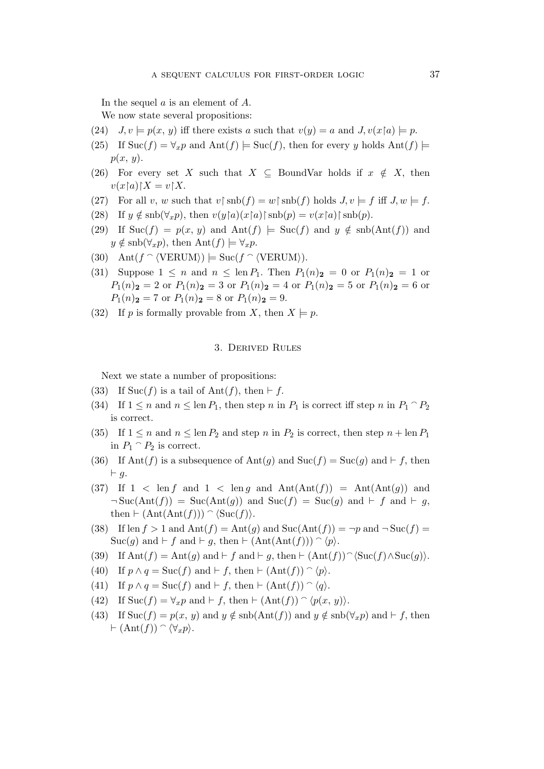In the sequel $a$ is an element of $A$.

We now state several propositions:

(24) $J, v \models p(x, y)$ iff there exists $a$ such that $v(y) = a$ and $J, v(x{\restriction}a) \models p$.

(25) If $\mathrm{Suc}(f) = \forall_x p$ and $\mathrm{Ant}(f) \models \mathrm{Suc}(f)$, then for every $y$ holds $\mathrm{Ant}(f) \models p(x, y)$.

(26) For every set $X$ such that $X \subseteq \mathrm{BoundVar}$ holds if $x \notin X$, then $v(x{\restriction}a){\restriction}X = v{\restriction}X$.

(27) For all $v$, $w$ such that $v{\restriction}\mathrm{snb}(f) = w{\restriction}\mathrm{snb}(f)$ holds $J, v \models f$ iff $J, w \models f$.

(28) If $y \notin \mathrm{snb}(\forall_x p)$, then $v(y{\restriction}a)(x{\restriction}a){\restriction}\mathrm{snb}(p) = v(x{\restriction}a){\restriction}\mathrm{snb}(p)$.

(29) If $\mathrm{Suc}(f) = p(x, y)$ and $\mathrm{Ant}(f) \models \mathrm{Suc}(f)$ and $y \notin \mathrm{snb}(\mathrm{Ant}(f))$ and $y \notin \mathrm{snb}(\forall_x p)$, then $\mathrm{Ant}(f) \models \forall_x p$.

(30) $\mathrm{Ant}(f \mathbin{^\frown} \langle \mathrm{VERUM} \rangle) \models \mathrm{Suc}(f \mathbin{^\frown} \langle \mathrm{VERUM} \rangle)$.

(31) Suppose $1 \leq n$ and $n \leq \mathrm{len}\, P_1$. Then $P_1(n)_{\mathbf{2}} = 0$ or $P_1(n)_{\mathbf{2}} = 1$ or $P_1(n)_{\mathbf{2}} = 2$ or $P_1(n)_{\mathbf{2}} = 3$ or $P_1(n)_{\mathbf{2}} = 4$ or $P_1(n)_{\mathbf{2}} = 5$ or $P_1(n)_{\mathbf{2}} = 6$ or $P_1(n)_{\mathbf{2}} = 7$ or $P_1(n)_{\mathbf{2}} = 8$ or $P_1(n)_{\mathbf{2}} = 9$.

(32) If $p$ is formally provable from $X$, then $X \models p$.

## 3. Derived Rules

Next we state a number of propositions:

(33) If $\mathrm{Suc}(f)$ is a tail of $\mathrm{Ant}(f)$, then $\vdash f$.

(34) If $1 \leq n$ and $n \leq \mathrm{len}\, P_1$, then step $n$ in $P_1$ is correct iff step $n$ in $P_1 \mathbin{^\frown} P_2$ is correct.

(35) If $1 \leq n$ and $n \leq \mathrm{len}\, P_2$ and step $n$ in $P_2$ is correct, then step $n + \mathrm{len}\, P_1$ in $P_1 \mathbin{^\frown} P_2$ is correct.

(36) If $\mathrm{Ant}(f)$ is a subsequence of $\mathrm{Ant}(g)$ and $\mathrm{Suc}(f) = \mathrm{Suc}(g)$ and $\vdash f$, then $\vdash g$.

(37) If $1 < \mathrm{len}\, f$ and $1 < \mathrm{len}\, g$ and $\mathrm{Ant}(\mathrm{Ant}(f)) = \mathrm{Ant}(\mathrm{Ant}(g))$ and $\neg \mathrm{Suc}(\mathrm{Ant}(f)) = \mathrm{Suc}(\mathrm{Ant}(g))$ and $\mathrm{Suc}(f) = \mathrm{Suc}(g)$ and $\vdash f$ and $\vdash g$, then $\vdash (\mathrm{Ant}(\mathrm{Ant}(f))) \mathbin{^\frown} \langle \mathrm{Suc}(f) \rangle$.

(38) If $\mathrm{len}\, f > 1$ and $\mathrm{Ant}(f) = \mathrm{Ant}(g)$ and $\mathrm{Suc}(\mathrm{Ant}(f)) = \neg p$ and $\neg \mathrm{Suc}(f) = \mathrm{Suc}(g)$ and $\vdash f$ and $\vdash g$, then $\vdash (\mathrm{Ant}(\mathrm{Ant}(f))) \mathbin{^\frown} \langle p \rangle$.

(39) If $\mathrm{Ant}(f) = \mathrm{Ant}(g)$ and $\vdash f$ and $\vdash g$, then $\vdash (\mathrm{Ant}(f)) \mathbin{^\frown} \langle \mathrm{Suc}(f) \wedge \mathrm{Suc}(g) \rangle$.

(40) If $p \wedge q = \mathrm{Suc}(f)$ and $\vdash f$, then $\vdash (\mathrm{Ant}(f)) \mathbin{^\frown} \langle p \rangle$.

(41) If $p \wedge q = \mathrm{Suc}(f)$ and $\vdash f$, then $\vdash (\mathrm{Ant}(f)) \mathbin{^\frown} \langle q \rangle$.

(42) If $\mathrm{Suc}(f) = \forall_x p$ and $\vdash f$, then $\vdash (\mathrm{Ant}(f)) \mathbin{^\frown} \langle p(x, y) \rangle$.

(43) If $\mathrm{Suc}(f) = p(x, y)$ and $y \notin \mathrm{snb}(\mathrm{Ant}(f))$ and $y \notin \mathrm{snb}(\forall_x p)$ and $\vdash f$, then $\vdash (\mathrm{Ant}(f)) \mathbin{^\frown} \langle \forall_x p \rangle$.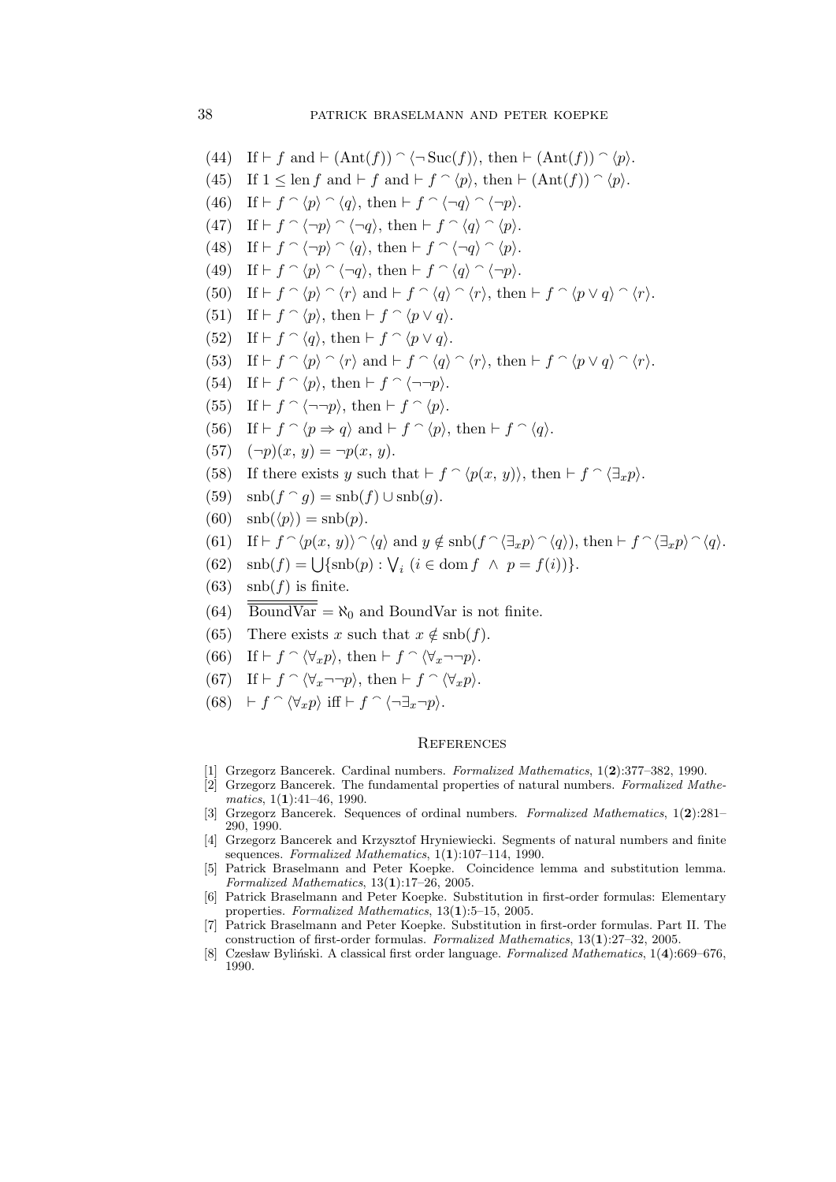(44) If $\vdash f$ and $\vdash (\mathrm{Ant}(f)) \frown \langle \neg \mathrm{Suc}(f) \rangle$, then $\vdash (\mathrm{Ant}(f)) \frown \langle p \rangle$.

(45) If $1 \leq \mathrm{len}\, f$ and $\vdash f$ and $\vdash f \frown \langle p \rangle$, then $\vdash (\mathrm{Ant}(f)) \frown \langle p \rangle$.

(46) If $\vdash f \frown \langle p \rangle \frown \langle q \rangle$, then $\vdash f \frown \langle \neg q \rangle \frown \langle \neg p \rangle$.

(47) If $\vdash f \frown \langle \neg p \rangle \frown \langle \neg q \rangle$, then $\vdash f \frown \langle q \rangle \frown \langle p \rangle$.

(48) If $\vdash f \frown \langle \neg p \rangle \frown \langle q \rangle$, then $\vdash f \frown \langle \neg q \rangle \frown \langle p \rangle$.

(49) If $\vdash f \frown \langle p \rangle \frown \langle \neg q \rangle$, then $\vdash f \frown \langle q \rangle \frown \langle \neg p \rangle$.

(50) If $\vdash f \frown \langle p \rangle \frown \langle r \rangle$ and $\vdash f \frown \langle q \rangle \frown \langle r \rangle$, then $\vdash f \frown \langle p \vee q \rangle \frown \langle r \rangle$.

(51) If $\vdash f \frown \langle p \rangle$, then $\vdash f \frown \langle p \vee q \rangle$.

(52) If $\vdash f \frown \langle q \rangle$, then $\vdash f \frown \langle p \vee q \rangle$.

(53) If $\vdash f \frown \langle p \rangle \frown \langle r \rangle$ and $\vdash f \frown \langle q \rangle \frown \langle r \rangle$, then $\vdash f \frown \langle p \vee q \rangle \frown \langle r \rangle$.

(54) If $\vdash f \frown \langle p \rangle$, then $\vdash f \frown \langle \neg\neg p \rangle$.

(55) If $\vdash f \frown \langle \neg\neg p \rangle$, then $\vdash f \frown \langle p \rangle$.

(56) If $\vdash f \frown \langle p \Rightarrow q \rangle$ and $\vdash f \frown \langle p \rangle$, then $\vdash f \frown \langle q \rangle$.

(57) $(\neg p)(x, y) = \neg p(x, y)$.

(58) If there exists $y$ such that $\vdash f \frown \langle p(x, y) \rangle$, then $\vdash f \frown \langle \exists_x p \rangle$.

(59) $\mathrm{snb}(f \frown g) = \mathrm{snb}(f) \cup \mathrm{snb}(g)$.

(60) $\mathrm{snb}(\langle p \rangle) = \mathrm{snb}(p)$.

(61) If $\vdash f \frown \langle p(x, y) \rangle \frown \langle q \rangle$ and $y \notin \mathrm{snb}(f \frown \langle \exists_x p \rangle \frown \langle q \rangle)$, then $\vdash f \frown \langle \exists_x p \rangle \frown \langle q \rangle$.

(62) $\mathrm{snb}(f) = \bigcup \{\mathrm{snb}(p) : \bigvee_i \ (i \in \mathrm{dom}\, f \ \wedge \ p = f(i))\}$.

(63) $\mathrm{snb}(f)$ is finite.

(64) $\overline{\overline{\mathrm{BoundVar}}} = \aleph_0$ and BoundVar is not finite.

(65) There exists $x$ such that $x \notin \mathrm{snb}(f)$.

(66) If $\vdash f \frown \langle \forall_x p \rangle$, then $\vdash f \frown \langle \forall_x \neg\neg p \rangle$.

(67) If $\vdash f \frown \langle \forall_x \neg\neg p \rangle$, then $\vdash f \frown \langle \forall_x p \rangle$.

(68) $\vdash f \frown \langle \forall_x p \rangle$ iff $\vdash f \frown \langle \neg \exists_x \neg p \rangle$.

## References

[1] Grzegorz Bancerek. Cardinal numbers. *Formalized Mathematics*, 1(**2**):377–382, 1990.

[2] Grzegorz Bancerek. The fundamental properties of natural numbers. *Formalized Mathematics*, 1(**1**):41–46, 1990.

[3] Grzegorz Bancerek. Sequences of ordinal numbers. *Formalized Mathematics*, 1(**2**):281–290, 1990.

[4] Grzegorz Bancerek and Krzysztof Hryniewiecki. Segments of natural numbers and finite sequences. *Formalized Mathematics*, 1(**1**):107–114, 1990.

[5] Patrick Braselmann and Peter Koepke. Coincidence lemma and substitution lemma. *Formalized Mathematics*, 13(**1**):17–26, 2005.

[6] Patrick Braselmann and Peter Koepke. Substitution in first-order formulas: Elementary properties. *Formalized Mathematics*, 13(**1**):5–15, 2005.

[7] Patrick Braselmann and Peter Koepke. Substitution in first-order formulas. Part II. The construction of first-order formulas. *Formalized Mathematics*, 13(**1**):27–32, 2005.

[8] Czesław Byliński. A classical first order language. *Formalized Mathematics*, 1(**4**):669–676, 1990.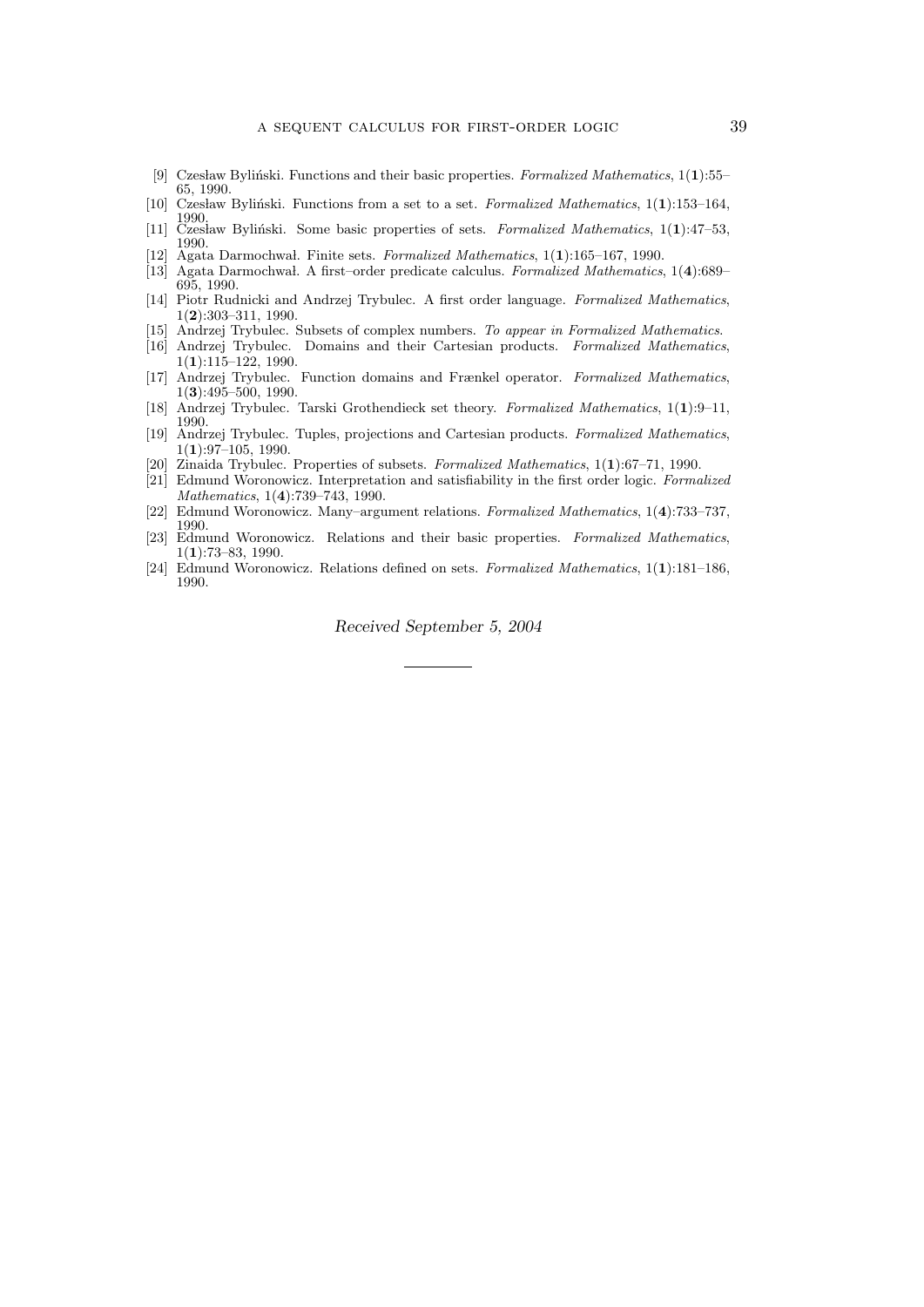[9] Czesław Byliński. Functions and their basic properties. *Formalized Mathematics*, 1(**1**):55–65, 1990.

[10] Czesław Byliński. Functions from a set to a set. *Formalized Mathematics*, 1(**1**):153–164, 1990.

[11] Czesław Byliński. Some basic properties of sets. *Formalized Mathematics*, 1(**1**):47–53, 1990.

[12] Agata Darmochwał. Finite sets. *Formalized Mathematics*, 1(**1**):165–167, 1990.

[13] Agata Darmochwał. A first–order predicate calculus. *Formalized Mathematics*, 1(**4**):689–695, 1990.

[14] Piotr Rudnicki and Andrzej Trybulec. A first order language. *Formalized Mathematics*, 1(**2**):303–311, 1990.

[15] Andrzej Trybulec. Subsets of complex numbers. *To appear in Formalized Mathematics*.

[16] Andrzej Trybulec. Domains and their Cartesian products. *Formalized Mathematics*, 1(**1**):115–122, 1990.

[17] Andrzej Trybulec. Function domains and Frænkel operator. *Formalized Mathematics*, 1(**3**):495–500, 1990.

[18] Andrzej Trybulec. Tarski Grothendieck set theory. *Formalized Mathematics*, 1(**1**):9–11, 1990.

[19] Andrzej Trybulec. Tuples, projections and Cartesian products. *Formalized Mathematics*, 1(**1**):97–105, 1990.

[20] Zinaida Trybulec. Properties of subsets. *Formalized Mathematics*, 1(**1**):67–71, 1990.

[21] Edmund Woronowicz. Interpretation and satisfiability in the first order logic. *Formalized Mathematics*, 1(**4**):739–743, 1990.

[22] Edmund Woronowicz. Many–argument relations. *Formalized Mathematics*, 1(**4**):733–737, 1990.

[23] Edmund Woronowicz. Relations and their basic properties. *Formalized Mathematics*, 1(**1**):73–83, 1990.

[24] Edmund Woronowicz. Relations defined on sets. *Formalized Mathematics*, 1(**1**):181–186, 1990.

*Received September 5, 2004*